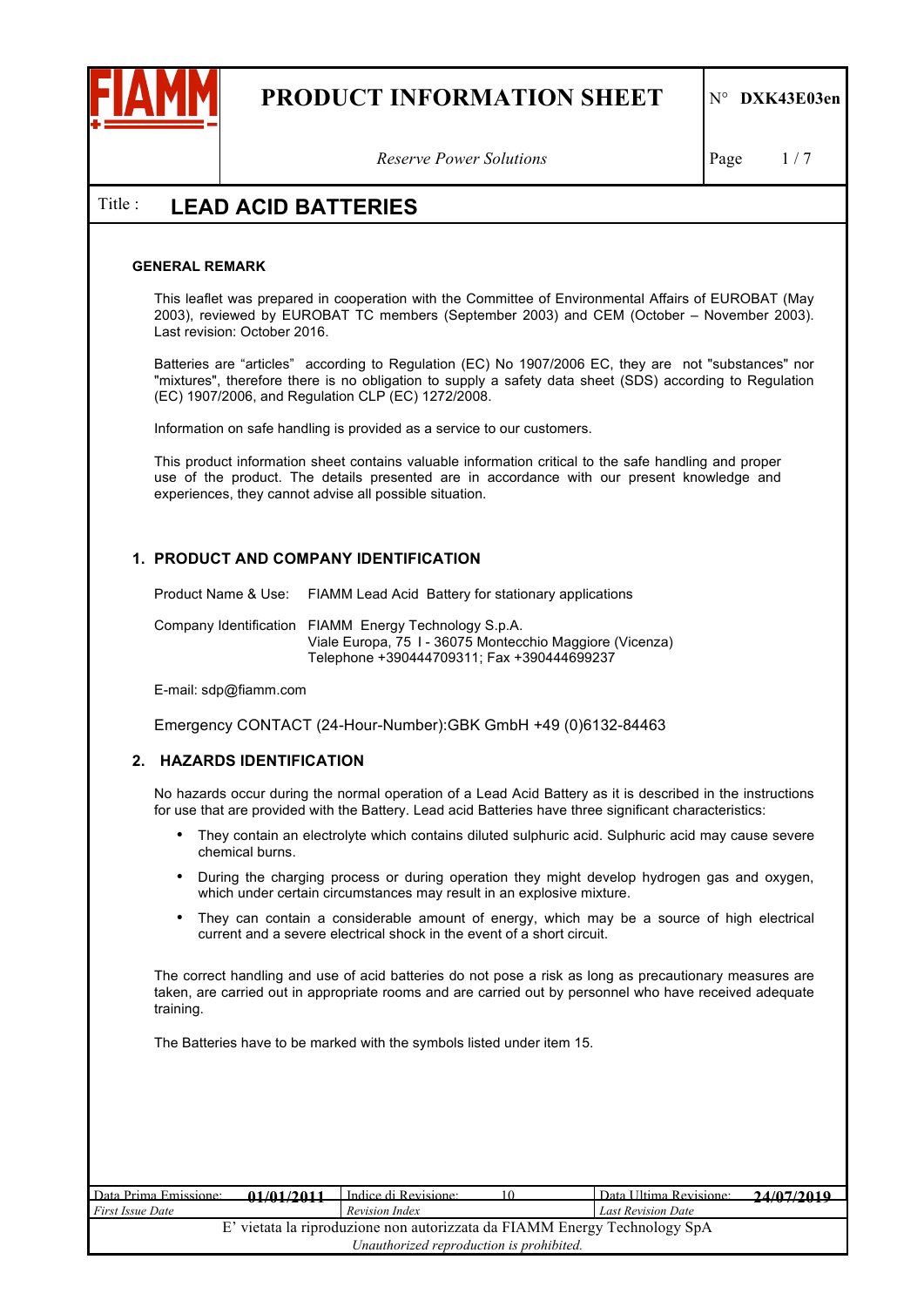# PRODUCT INFORMATION SHEET

N° DXK43E03en

*Reserve Power Solutions*

Title : **LEAD ACID BATTERIES**

**GENERAL REMARK**

This leaflet was prepared in cooperation with the Committee of Environmental Affairs of EUROBAT (May 2003), reviewed by EUROBAT TC members (September 2003) and CEM (October – November 2003). Last revision: October 2016.

Batteries are "articles" according to Regulation (EC) No 1907/2006 EC, they are not "substances" nor "mixtures", therefore there is no obligation to supply a safety data sheet (SDS) according to Regulation (EC) 1907/2006, and Regulation CLP (EC) 1272/2008.

Information on safe handling is provided as a service to our customers.

This product information sheet contains valuable information critical to the safe handling and proper use of the product. The details presented are in accordance with our present knowledge and experiences, they cannot advise all possible situation.

## 1. PRODUCT AND COMPANY IDENTIFICATION

Product Name & Use: FIAMM Lead Acid Battery for stationary applications

Company Identification FIAMM Energy Technology S.p.A.
Viale Europa, 75 I - 36075 Montecchio Maggiore (Vicenza)
Telephone +390444709311; Fax +390444699237

E-mail: sdp@fiamm.com

Emergency CONTACT (24-Hour-Number):GBK GmbH +49 (0)6132-84463

## 2. HAZARDS IDENTIFICATION

No hazards occur during the normal operation of a Lead Acid Battery as it is described in the instructions for use that are provided with the Battery. Lead acid Batteries have three significant characteristics:

- They contain an electrolyte which contains diluted sulphuric acid. Sulphuric acid may cause severe chemical burns.
- During the charging process or during operation they might develop hydrogen gas and oxygen, which under certain circumstances may result in an explosive mixture.
- They can contain a considerable amount of energy, which may be a source of high electrical current and a severe electrical shock in the event of a short circuit.

The correct handling and use of acid batteries do not pose a risk as long as precautionary measures are taken, are carried out in appropriate rooms and are carried out by personnel who have received adequate training.

The Batteries have to be marked with the symbols listed under item 15.

| Data Prima Emissione: 01/01/2011 | Indice di Revisione: 10 | Data Ultima Revisione: 24/07/2019 |
|---|---|---|
| *First Issue Date* | *Revision Index* | *Last Revision Date* |

E' vietata la riproduzione non autorizzata da FIAMM Energy Technology SpA
*Unauthorized reproduction is prohibited.*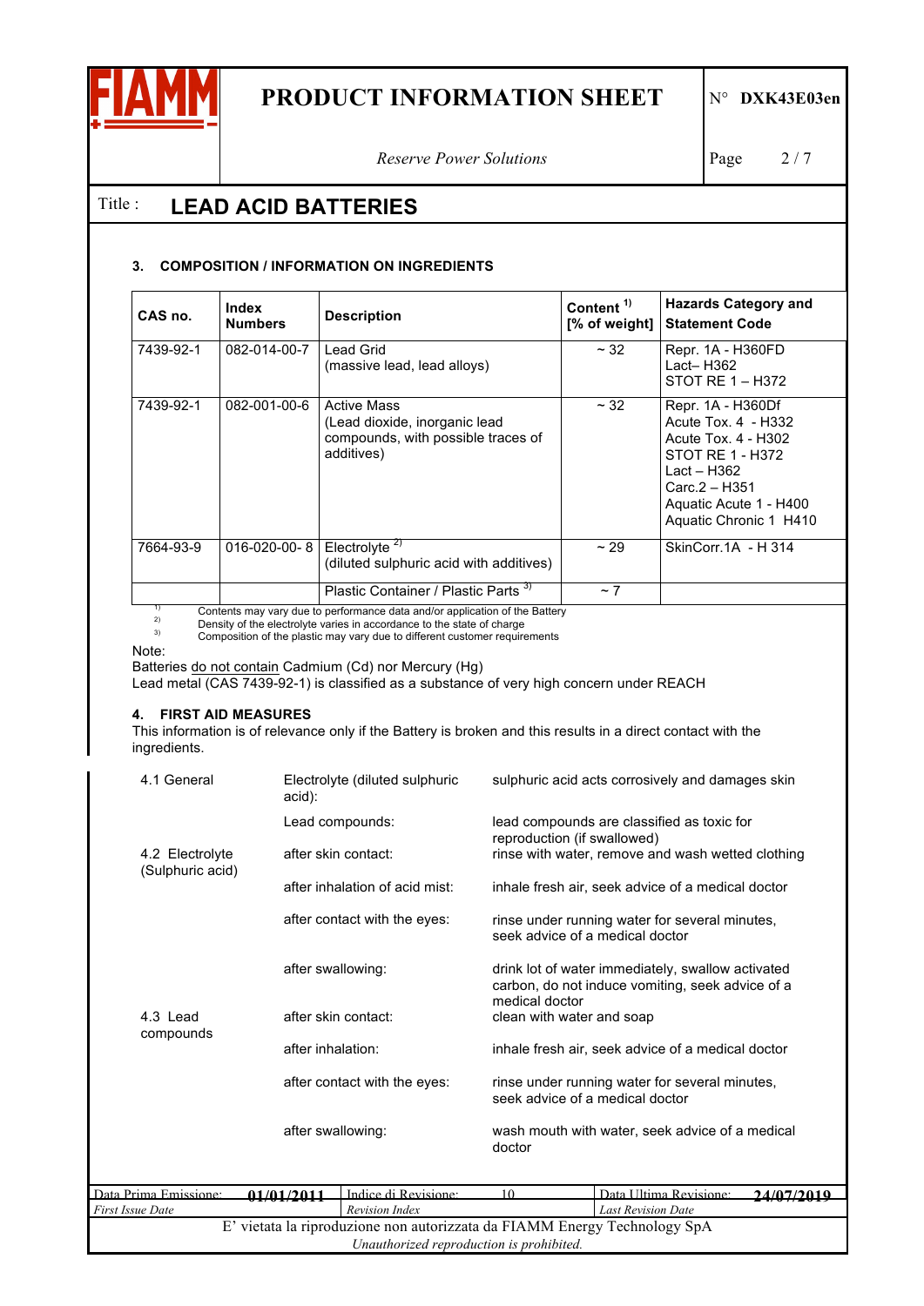### 3. COMPOSITION / INFORMATION ON INGREDIENTS

| CAS no. | Index Numbers | Description | Content [1] [% of weight] | Hazards Category and Statement Code |
|---|---|---|---|---|
| 7439-92-1 | 082-014-00-7 | Lead Grid (massive lead, lead alloys) | ~ 32 | Repr. 1A - H360FD<br>Lact– H362<br>STOT RE 1 – H372 |
| 7439-92-1 | 082-001-00-6 | Active Mass (Lead dioxide, inorganic lead compounds, with possible traces of additives) | ~ 32 | Repr. 1A - H360Df<br>Acute Tox. 4 - H332<br>Acute Tox. 4 - H302<br>STOT RE 1 - H372<br>Lact – H362<br>Carc.2 – H351<br>Aquatic Acute 1 - H400<br>Aquatic Chronic 1 H410 |
| 7664-93-9 | 016-020-00- 8 | Electrolyte [2] (diluted sulphuric acid with additives) | ~ 29 | SkinCorr.1A - H 314 |
| | | Plastic Container / Plastic Parts [3] | ~ 7 | |

[1] Contents may vary due to performance data and/or application of the Battery
[2] Density of the electrolyte varies in accordance to the state of charge
[3] Composition of the plastic may vary due to different customer requirements

Note:
Batteries do not contain Cadmium (Cd) nor Mercury (Hg)
Lead metal (CAS 7439-92-1) is classified as a substance of very high concern under REACH

### 4. FIRST AID MEASURES

This information is of relevance only if the Battery is broken and this results in a direct contact with the ingredients.

| | | |
|---|---|---|
| 4.1 General | Electrolyte (diluted sulphuric acid): | sulphuric acid acts corrosively and damages skin |
| | Lead compounds: | lead compounds are classified as toxic for reproduction (if swallowed) |
| 4.2 Electrolyte (Sulphuric acid) | after skin contact: | rinse with water, remove and wash wetted clothing |
| | after inhalation of acid mist: | inhale fresh air, seek advice of a medical doctor |
| | after contact with the eyes: | rinse under running water for several minutes, seek advice of a medical doctor |
| | after swallowing: | drink lot of water immediately, swallow activated carbon, do not induce vomiting, seek advice of a medical doctor |
| 4.3 Lead compounds | after skin contact: | clean with water and soap |
| | after inhalation: | inhale fresh air, seek advice of a medical doctor |
| | after contact with the eyes: | rinse under running water for several minutes, seek advice of a medical doctor |
| | after swallowing: | wash mouth with water, seek advice of a medical doctor |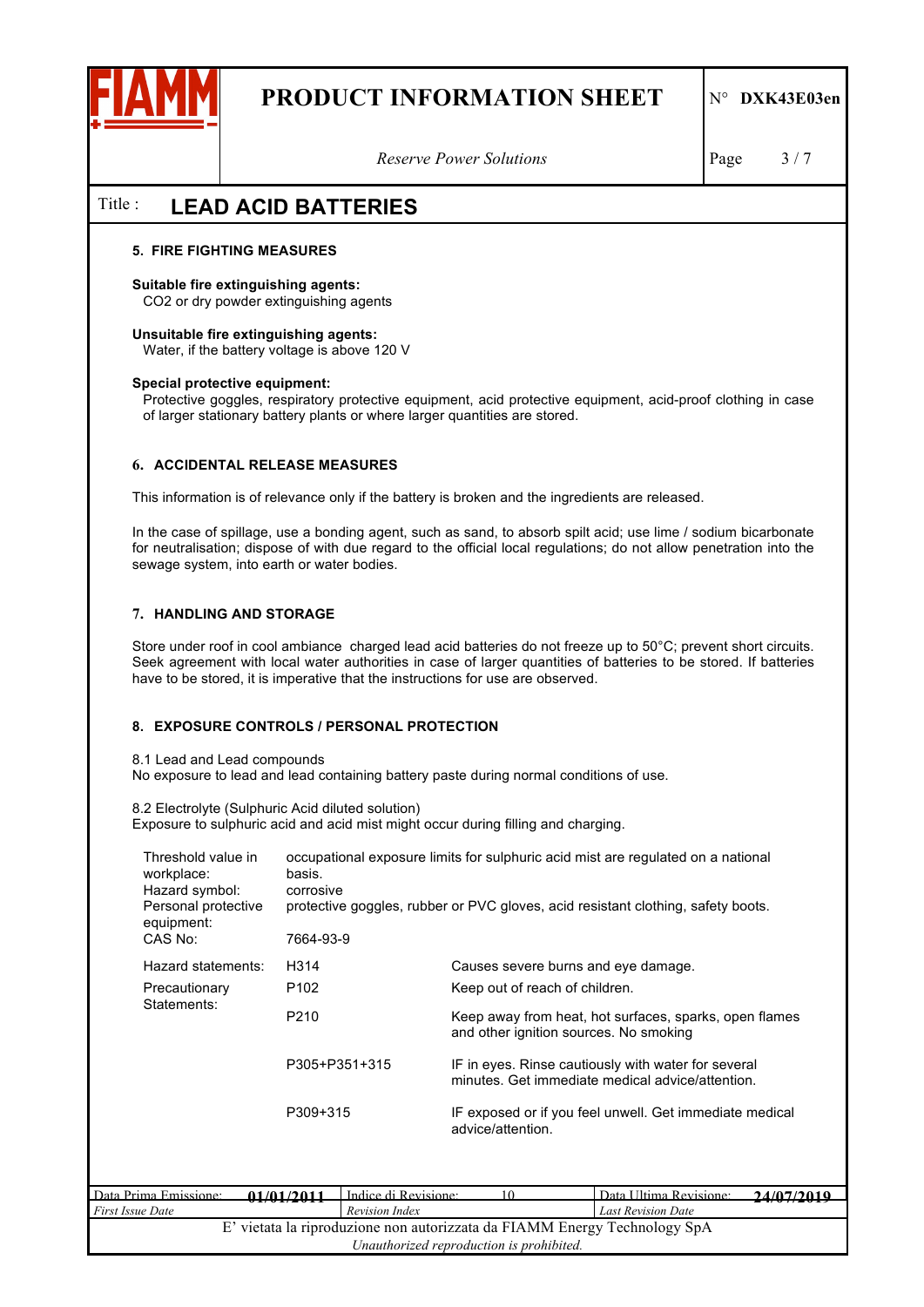## Title : LEAD ACID BATTERIES

### 5. FIRE FIGHTING MEASURES

**Suitable fire extinguishing agents:**
CO2 or dry powder extinguishing agents

**Unsuitable fire extinguishing agents:**
Water, if the battery voltage is above 120 V

**Special protective equipment:**
Protective goggles, respiratory protective equipment, acid protective equipment, acid-proof clothing in case of larger stationary battery plants or where larger quantities are stored.

### 6. ACCIDENTAL RELEASE MEASURES

This information is of relevance only if the battery is broken and the ingredients are released.

In the case of spillage, use a bonding agent, such as sand, to absorb spilt acid; use lime / sodium bicarbonate for neutralisation; dispose of with due regard to the official local regulations; do not allow penetration into the sewage system, into earth or water bodies.

### 7. HANDLING AND STORAGE

Store under roof in cool ambiance charged lead acid batteries do not freeze up to 50°C; prevent short circuits. Seek agreement with local water authorities in case of larger quantities of batteries to be stored. If batteries have to be stored, it is imperative that the instructions for use are observed.

### 8. EXPOSURE CONTROLS / PERSONAL PROTECTION

8.1 Lead and Lead compounds
No exposure to lead and lead containing battery paste during normal conditions of use.

8.2 Electrolyte (Sulphuric Acid diluted solution)
Exposure to sulphuric acid and acid mist might occur during filling and charging.

| | | |
|---|---|---|
| Threshold value in workplace: | occupational exposure limits for sulphuric acid mist are regulated on a national basis. | |
| Hazard symbol: | corrosive | |
| Personal protective equipment: | protective goggles, rubber or PVC gloves, acid resistant clothing, safety boots. | |
| CAS No: | 7664-93-9 | |
| Hazard statements: | H314 | Causes severe burns and eye damage. |
| Precautionary Statements: | P102 | Keep out of reach of children. |
| | P210 | Keep away from heat, hot surfaces, sparks, open flames and other ignition sources. No smoking |
| | P305+P351+315 | IF in eyes. Rinse cautiously with water for several minutes. Get immediate medical advice/attention. |
| | P309+315 | IF exposed or if you feel unwell. Get immediate medical advice/attention. |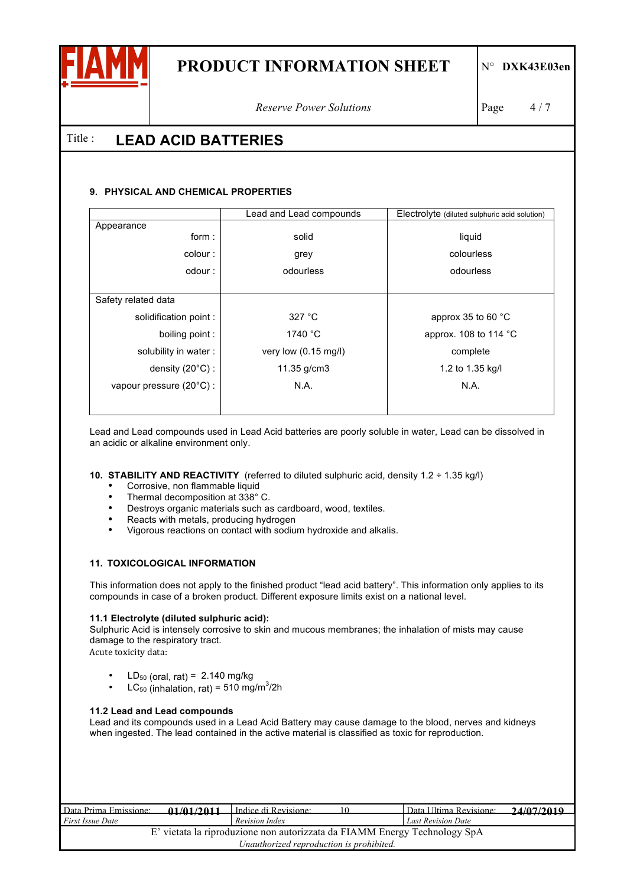## 9. PHYSICAL AND CHEMICAL PROPERTIES

| | Lead and Lead compounds | Electrolyte (diluted sulphuric acid solution) |
|---|---|---|
| **Appearance** | | |
| form : | solid | liquid |
| colour : | grey | colourless |
| odour : | odourless | odourless |
| **Safety related data** | | |
| solidification point : | 327 °C | approx 35 to 60 °C |
| boiling point : | 1740 °C | approx. 108 to 114 °C |
| solubility in water : | very low (0.15 mg/l) | complete |
| density (20°C) : | 11.35 g/cm3 | 1.2 to 1.35 kg/l |
| vapour pressure (20°C) : | N.A. | N.A. |

Lead and Lead compounds used in Lead Acid batteries are poorly soluble in water, Lead can be dissolved in an acidic or alkaline environment only.

## 10. STABILITY AND REACTIVITY (referred to diluted sulphuric acid, density 1.2 ÷ 1.35 kg/l)

- Corrosive, non flammable liquid
- Thermal decomposition at 338° C.
- Destroys organic materials such as cardboard, wood, textiles.
- Reacts with metals, producing hydrogen
- Vigorous reactions on contact with sodium hydroxide and alkalis.

## 11. TOXICOLOGICAL INFORMATION

This information does not apply to the finished product "lead acid battery". This information only applies to its compounds in case of a broken product. Different exposure limits exist on a national level.

### 11.1 Electrolyte (diluted sulphuric acid):

Sulphuric Acid is intensely corrosive to skin and mucous membranes; the inhalation of mists may cause damage to the respiratory tract.

Acute toxicity data:

- $LD_{50}$ (oral, rat) = 2.140 mg/kg
- $LC_{50}$ (inhalation, rat) = 510 mg/$m^3$/2h

### 11.2 Lead and Lead compounds

Lead and its compounds used in a Lead Acid Battery may cause damage to the blood, nerves and kidneys when ingested. The lead contained in the active material is classified as toxic for reproduction.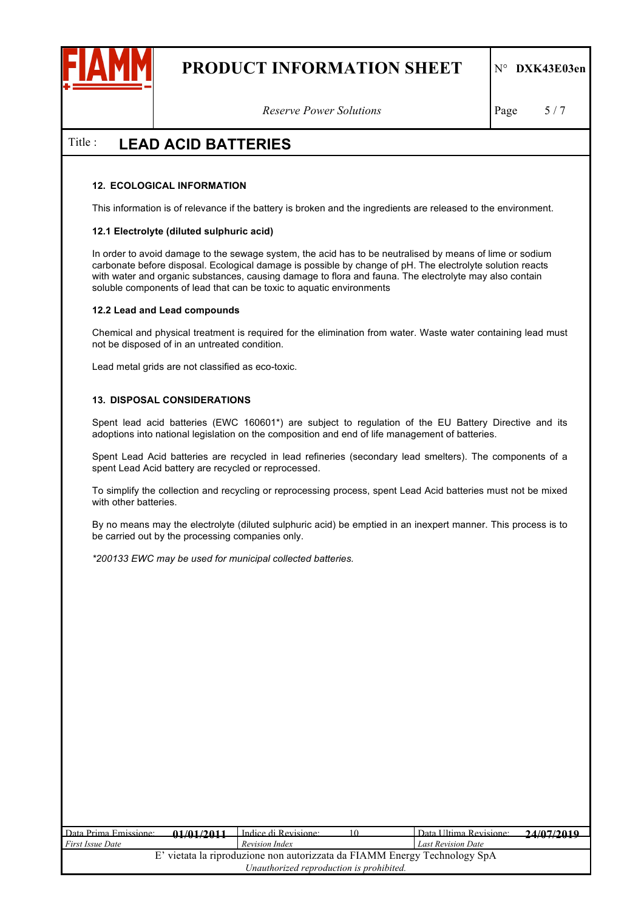## 12. ECOLOGICAL INFORMATION

This information is of relevance if the battery is broken and the ingredients are released to the environment.

### 12.1 Electrolyte (diluted sulphuric acid)

In order to avoid damage to the sewage system, the acid has to be neutralised by means of lime or sodium carbonate before disposal. Ecological damage is possible by change of pH. The electrolyte solution reacts with water and organic substances, causing damage to flora and fauna. The electrolyte may also contain soluble components of lead that can be toxic to aquatic environments

### 12.2 Lead and Lead compounds

Chemical and physical treatment is required for the elimination from water. Waste water containing lead must not be disposed of in an untreated condition.

Lead metal grids are not classified as eco-toxic.

## 13. DISPOSAL CONSIDERATIONS

Spent lead acid batteries (EWC 160601*) are subject to regulation of the EU Battery Directive and its adoptions into national legislation on the composition and end of life management of batteries.

Spent Lead Acid batteries are recycled in lead refineries (secondary lead smelters). The components of a spent Lead Acid battery are recycled or reprocessed.

To simplify the collection and recycling or reprocessing process, spent Lead Acid batteries must not be mixed with other batteries.

By no means may the electrolyte (diluted sulphuric acid) be emptied in an inexpert manner. This process is to be carried out by the processing companies only.

*\*200133 EWC may be used for municipal collected batteries.*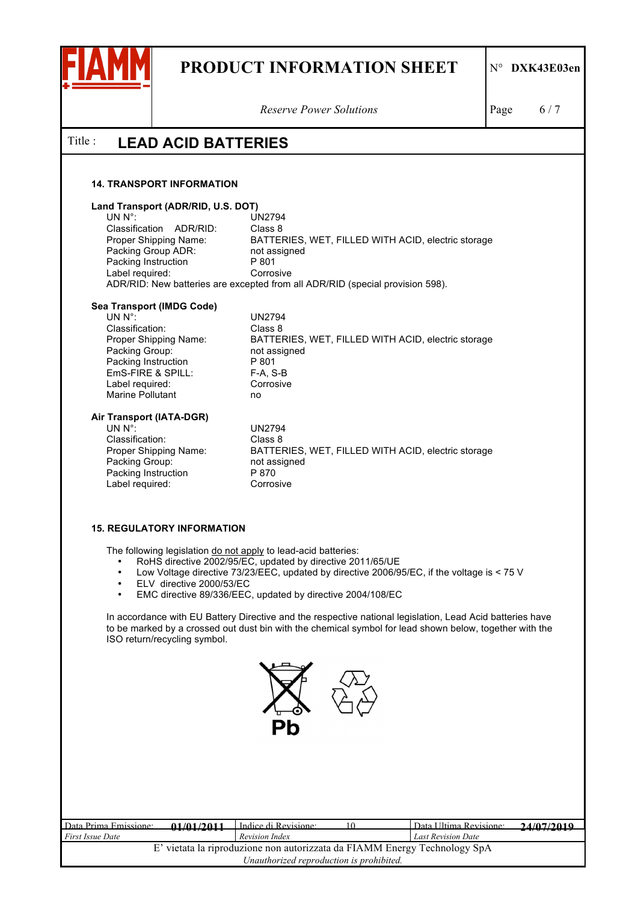## 14. TRANSPORT INFORMATION

**Land Transport (ADR/RID, U.S. DOT)**

| | |
|---|---|
| UN N°: | UN2794 |
| Classification ADR/RID: | Class 8 |
| Proper Shipping Name: | BATTERIES, WET, FILLED WITH ACID, electric storage |
| Packing Group ADR: | not assigned |
| Packing Instruction | P 801 |
| Label required: | Corrosive |

ADR/RID: New batteries are excepted from all ADR/RID (special provision 598).

**Sea Transport (IMDG Code)**

| | |
|---|---|
| UN N°: | UN2794 |
| Classification: | Class 8 |
| Proper Shipping Name: | BATTERIES, WET, FILLED WITH ACID, electric storage |
| Packing Group: | not assigned |
| Packing Instruction | P 801 |
| EmS-FIRE & SPILL: | F-A, S-B |
| Label required: | Corrosive |
| Marine Pollutant | no |

**Air Transport (IATA-DGR)**

| | |
|---|---|
| UN N°: | UN2794 |
| Classification: | Class 8 |
| Proper Shipping Name: | BATTERIES, WET, FILLED WITH ACID, electric storage |
| Packing Group: | not assigned |
| Packing Instruction | P 870 |
| Label required: | Corrosive |

## 15. REGULATORY INFORMATION

The following legislation do not apply to lead-acid batteries:

- RoHS directive 2002/95/EC, updated by directive 2011/65/UE
- Low Voltage directive 73/23/EEC, updated by directive 2006/95/EC, if the voltage is < 75 V
- ELV directive 2000/53/EC
- EMC directive 89/336/EEC, updated by directive 2004/108/EC

In accordance with EU Battery Directive and the respective national legislation, Lead Acid batteries have to be marked by a crossed out dust bin with the chemical symbol for lead shown below, together with the ISO return/recycling symbol.

Pb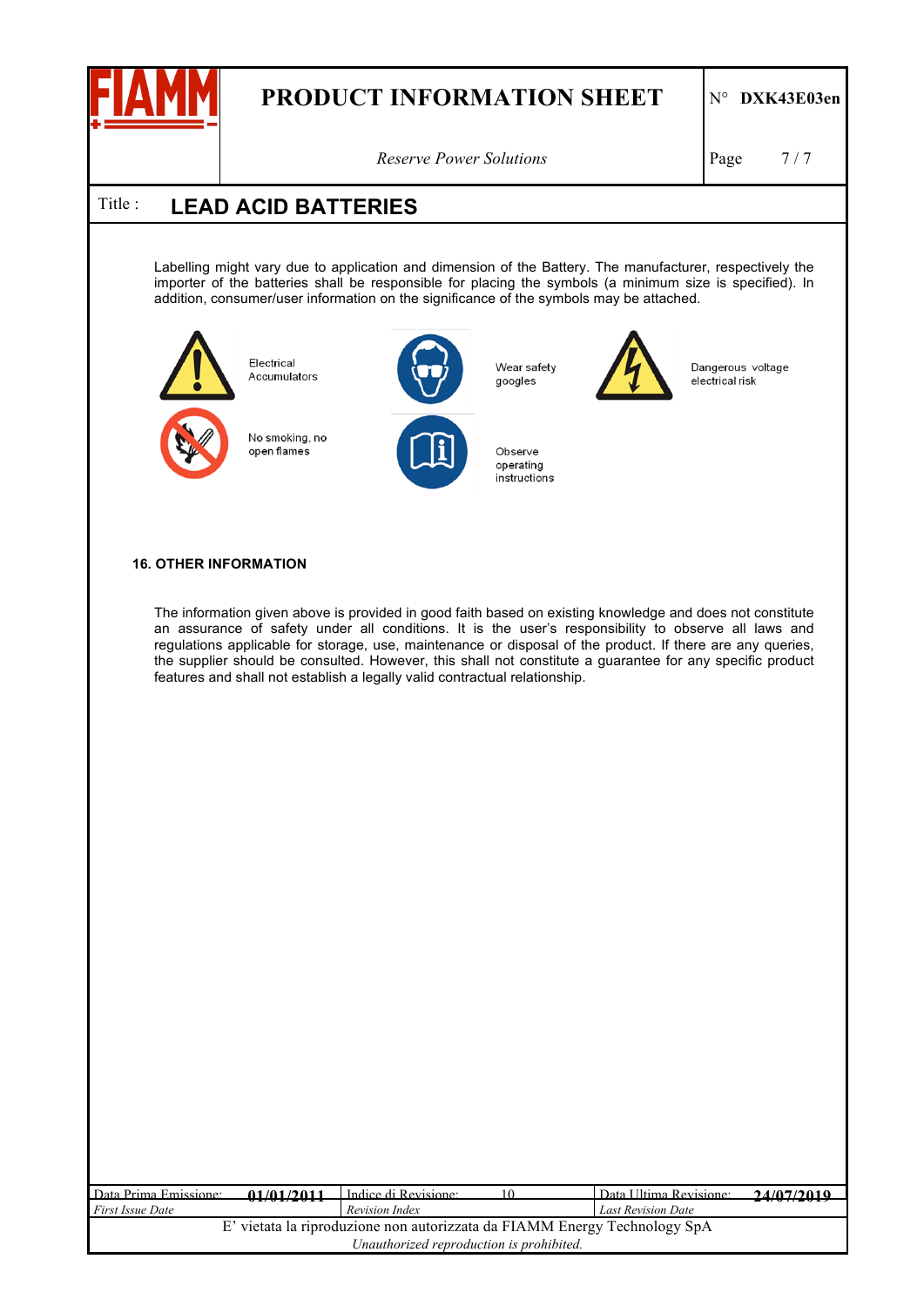Labelling might vary due to application and dimension of the Battery. The manufacturer, respectively the importer of the batteries shall be responsible for placing the symbols (a minimum size is specified). In addition, consumer/user information on the significance of the symbols may be attached.

Electrical Accumulators

Wear safety googles

Dangerous voltage electrical risk

No smoking, no open flames

Observe operating instructions

## 16. OTHER INFORMATION

The information given above is provided in good faith based on existing knowledge and does not constitute an assurance of safety under all conditions. It is the user's responsibility to observe all laws and regulations applicable for storage, use, maintenance or disposal of the product. If there are any queries, the supplier should be consulted. However, this shall not constitute a guarantee for any specific product features and shall not establish a legally valid contractual relationship.